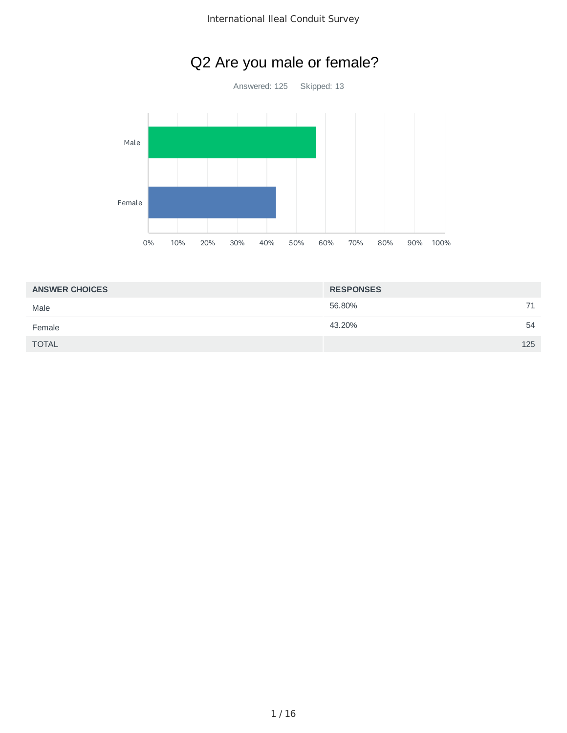# Q2 Are you male or female?

Answered: 125 Skipped: 13

| ANSWER CHOICES | RESPONSES | |
|---|---|---|
| Male | 56.80% | 71 |
| Female | 43.20% | 54 |
| TOTAL | | 125 |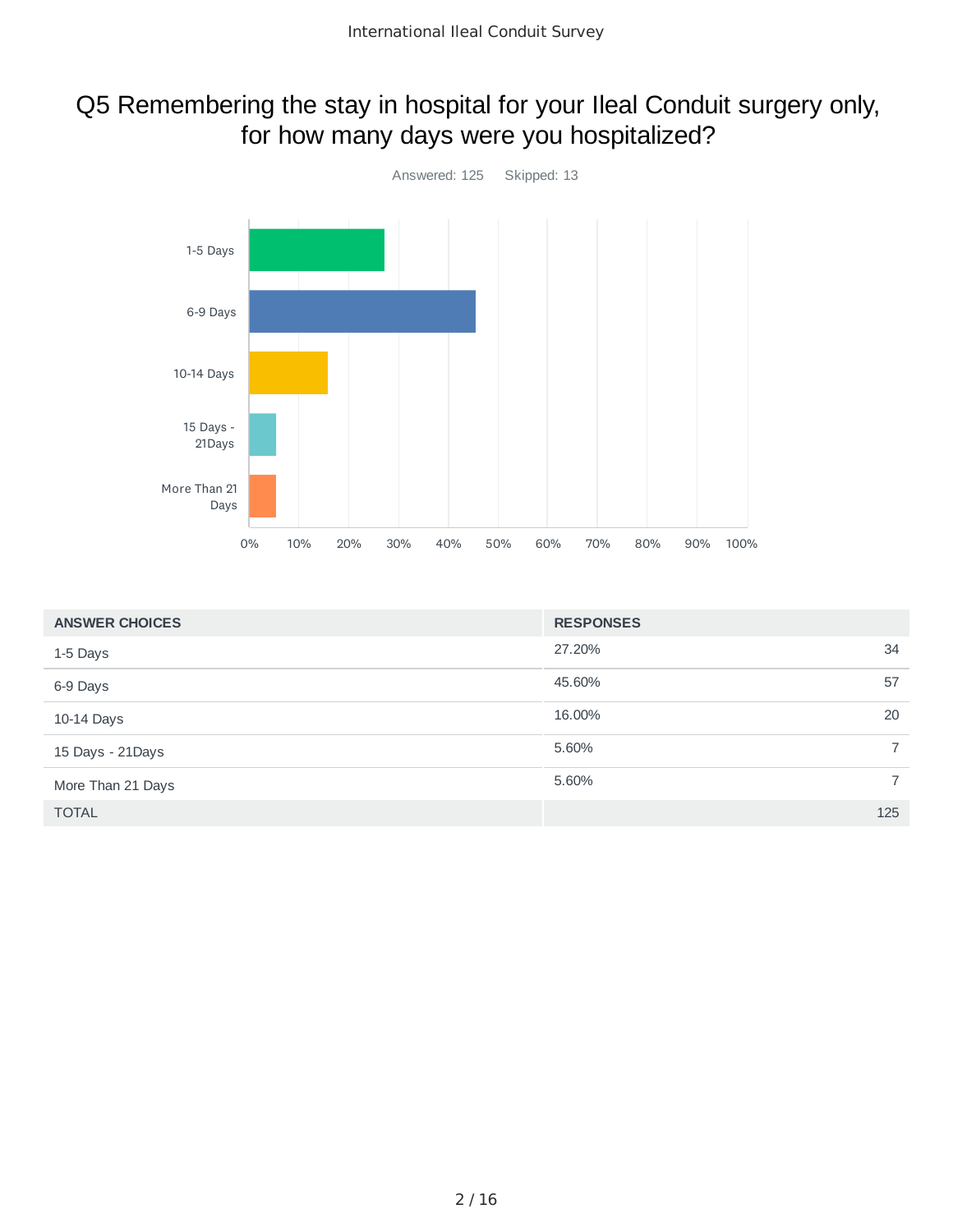## Q5 Remembering the stay in hospital for your Ileal Conduit surgery only, for how many days were you hospitalized?

Answered: 125 Skipped: 13

| ANSWER CHOICES | RESPONSES | |
|---|---|---|
| 1-5 Days | 27.20% | 34 |
| 6-9 Days | 45.60% | 57 |
| 10-14 Days | 16.00% | 20 |
| 15 Days - 21Days | 5.60% | 7 |
| More Than 21 Days | 5.60% | 7 |
| TOTAL | | 125 |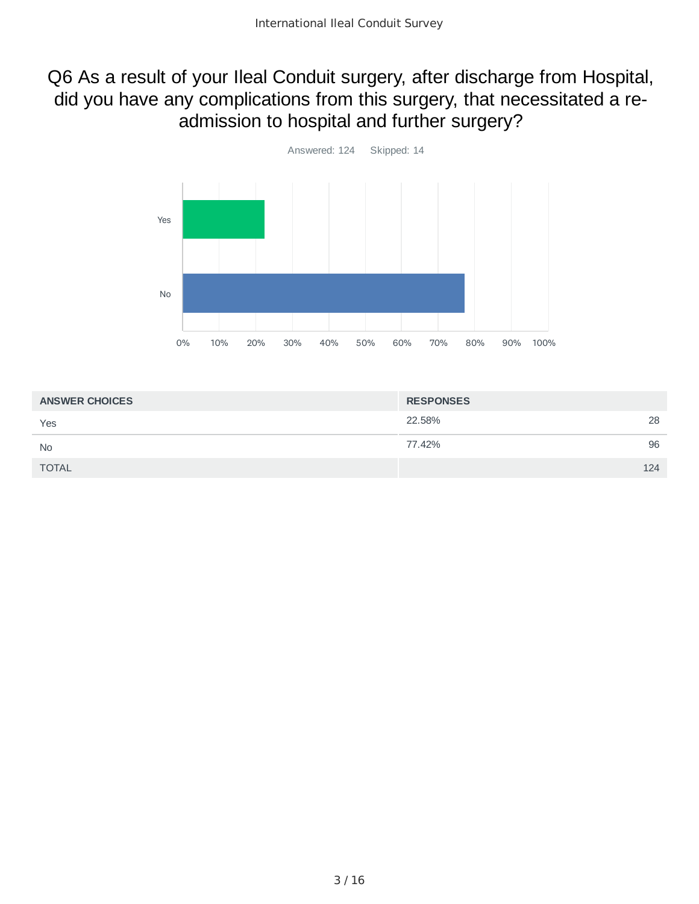## Q6 As a result of your Ileal Conduit surgery, after discharge from Hospital, did you have any complications from this surgery, that necessitated a re-admission to hospital and further surgery?

Answered: 124    Skipped: 14

| ANSWER CHOICES | RESPONSES | |
|---|---|---|
| Yes | 22.58% | 28 |
| No | 77.42% | 96 |
| TOTAL | | 124 |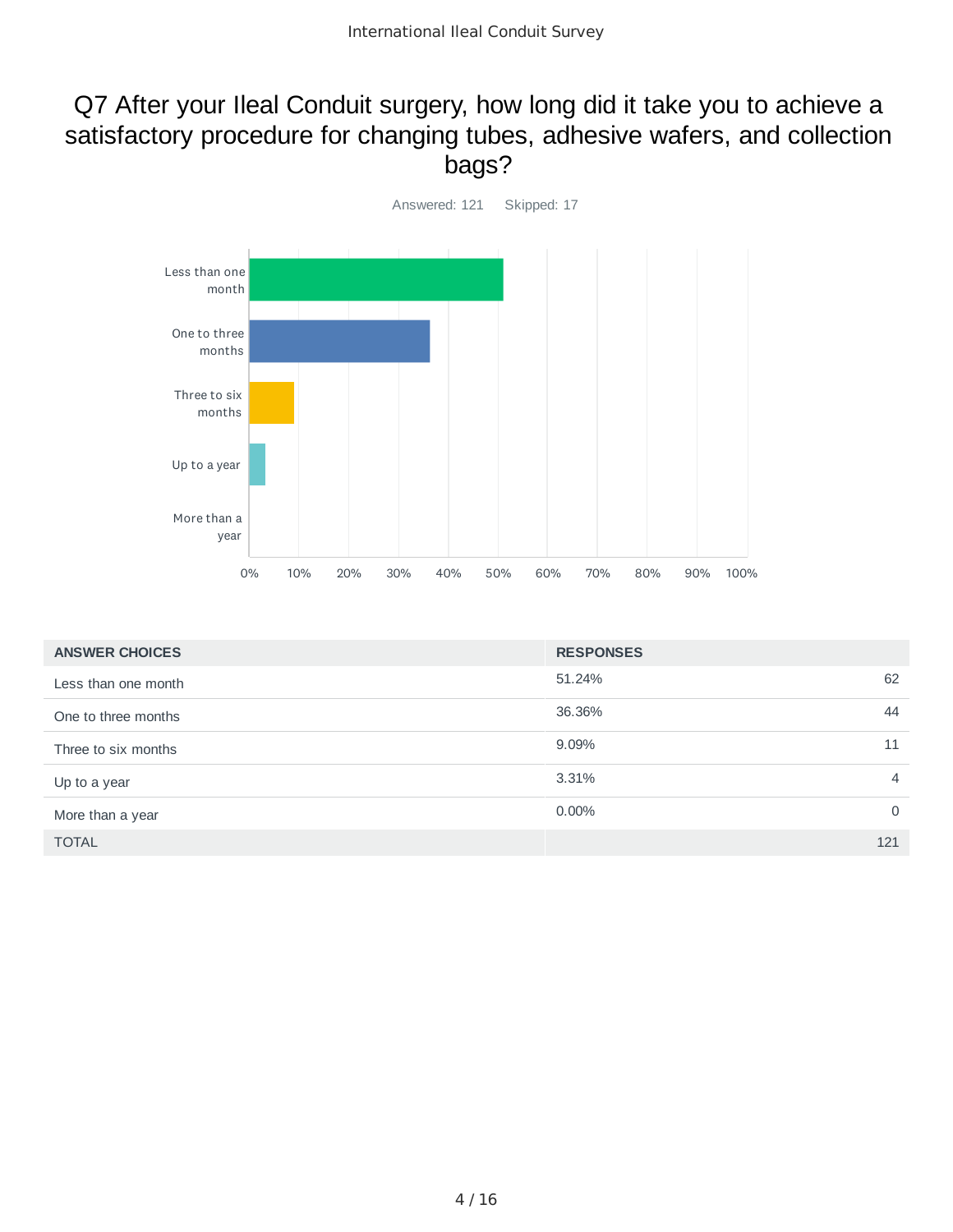# Q7 After your Ileal Conduit surgery, how long did it take you to achieve a satisfactory procedure for changing tubes, adhesive wafers, and collection bags?

Answered: 121 Skipped: 17

| ANSWER CHOICES | RESPONSES | |
|---|---|---|
| Less than one month | 51.24% | 62 |
| One to three months | 36.36% | 44 |
| Three to six months | 9.09% | 11 |
| Up to a year | 3.31% | 4 |
| More than a year | 0.00% | 0 |
| TOTAL | | 121 |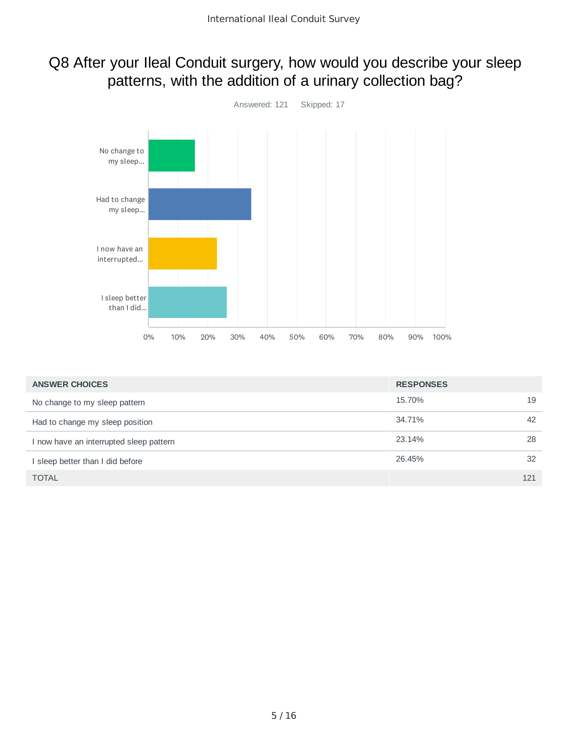# Q8 After your Ileal Conduit surgery, how would you describe your sleep patterns, with the addition of a urinary collection bag?

Answered: 121 Skipped: 17

| ANSWER CHOICES | RESPONSES | |
|---|---|---|
| No change to my sleep pattern | 15.70% | 19 |
| Had to change my sleep position | 34.71% | 42 |
| I now have an interrupted sleep pattern | 23.14% | 28 |
| I sleep better than I did before | 26.45% | 32 |
| TOTAL | | 121 |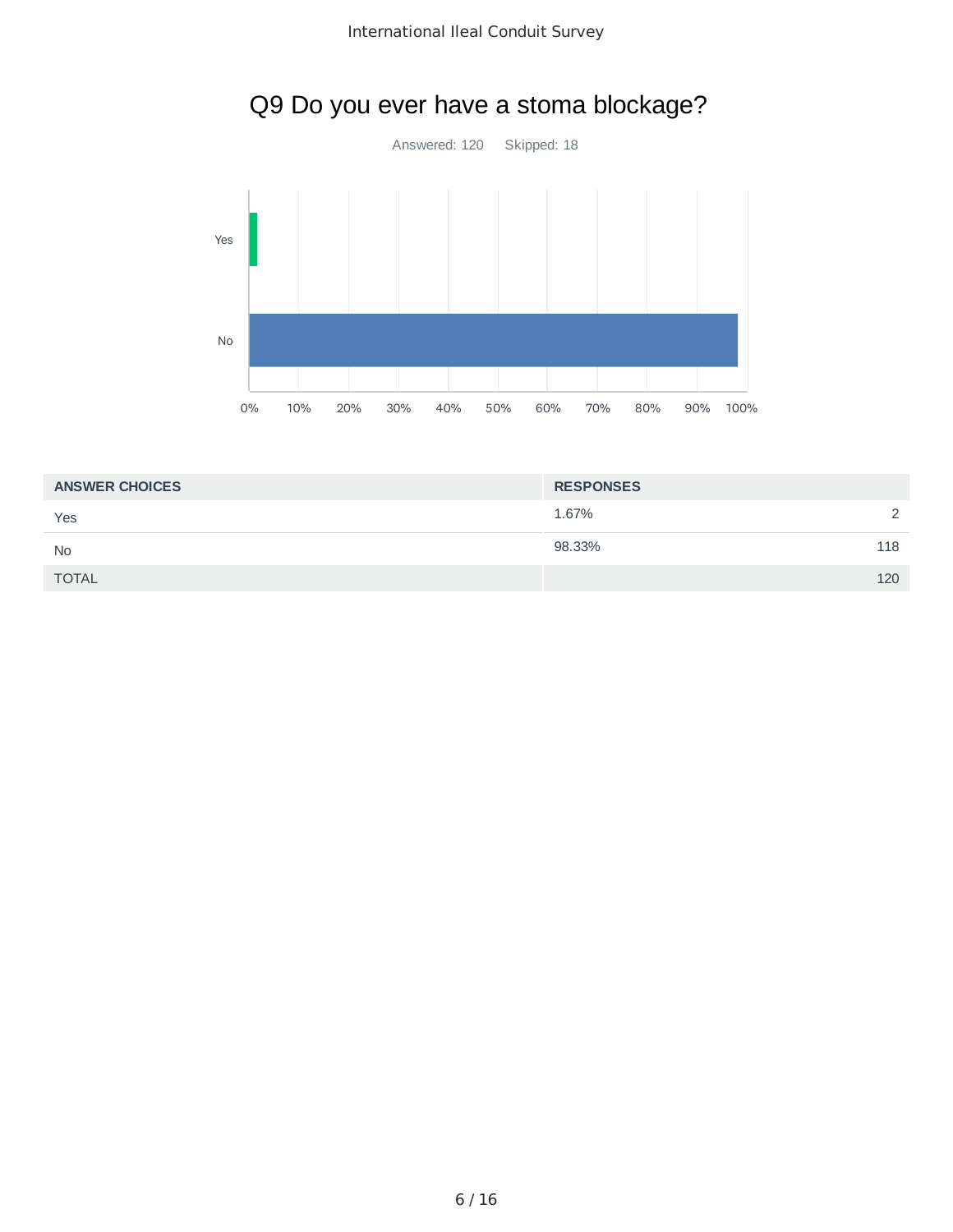## Q9 Do you ever have a stoma blockage?

Answered: 120 Skipped: 18

| ANSWER CHOICES | RESPONSES | |
|---|---|---|
| Yes | 1.67% | 2 |
| No | 98.33% | 118 |
| TOTAL | | 120 |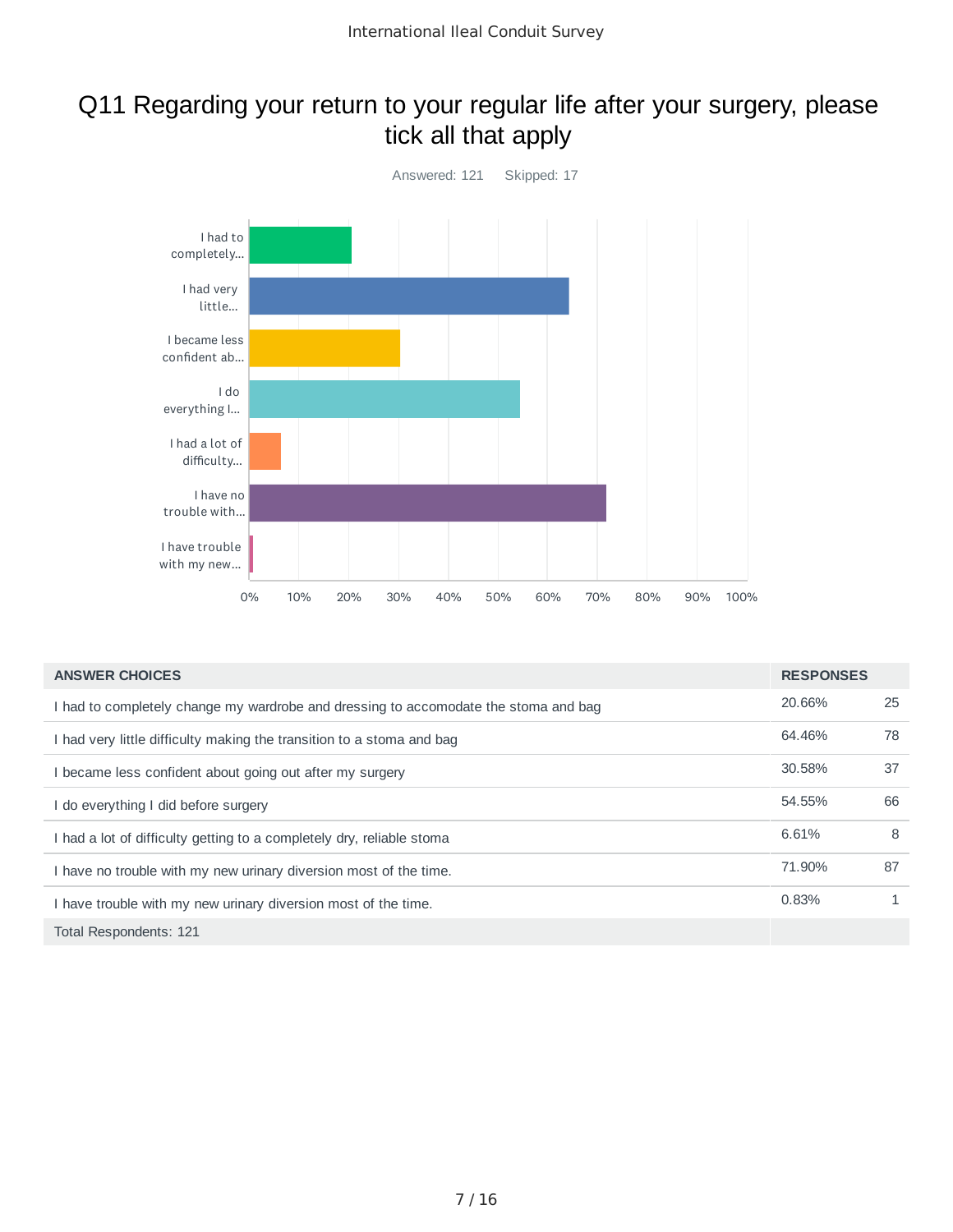## Q11 Regarding your return to your regular life after your surgery, please tick all that apply

Answered: 121 Skipped: 17

| ANSWER CHOICES | RESPONSES | |
|---|---|---|
| I had to completely change my wardrobe and dressing to accomodate the stoma and bag | 20.66% | 25 |
| I had very little difficulty making the transition to a stoma and bag | 64.46% | 78 |
| I became less confident about going out after my surgery | 30.58% | 37 |
| I do everything I did before surgery | 54.55% | 66 |
| I had a lot of difficulty getting to a completely dry, reliable stoma | 6.61% | 8 |
| I have no trouble with my new urinary diversion most of the time. | 71.90% | 87 |
| I have trouble with my new urinary diversion most of the time. | 0.83% | 1 |
| Total Respondents: 121 | | |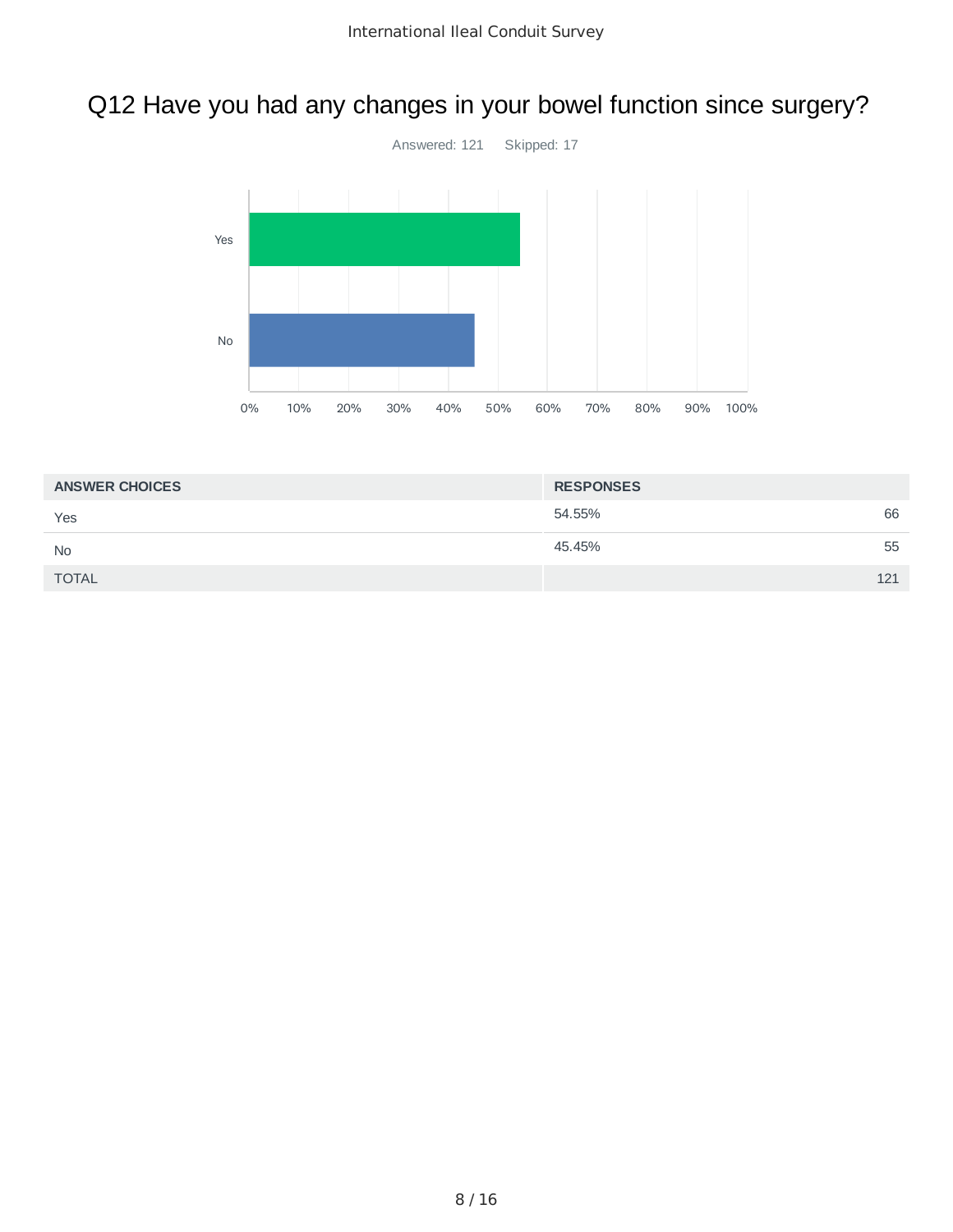# Q12 Have you had any changes in your bowel function since surgery?

Answered: 121 Skipped: 17

| ANSWER CHOICES | RESPONSES | |
|---|---|---|
| Yes | 54.55% | 66 |
| No | 45.45% | 55 |
| TOTAL | | 121 |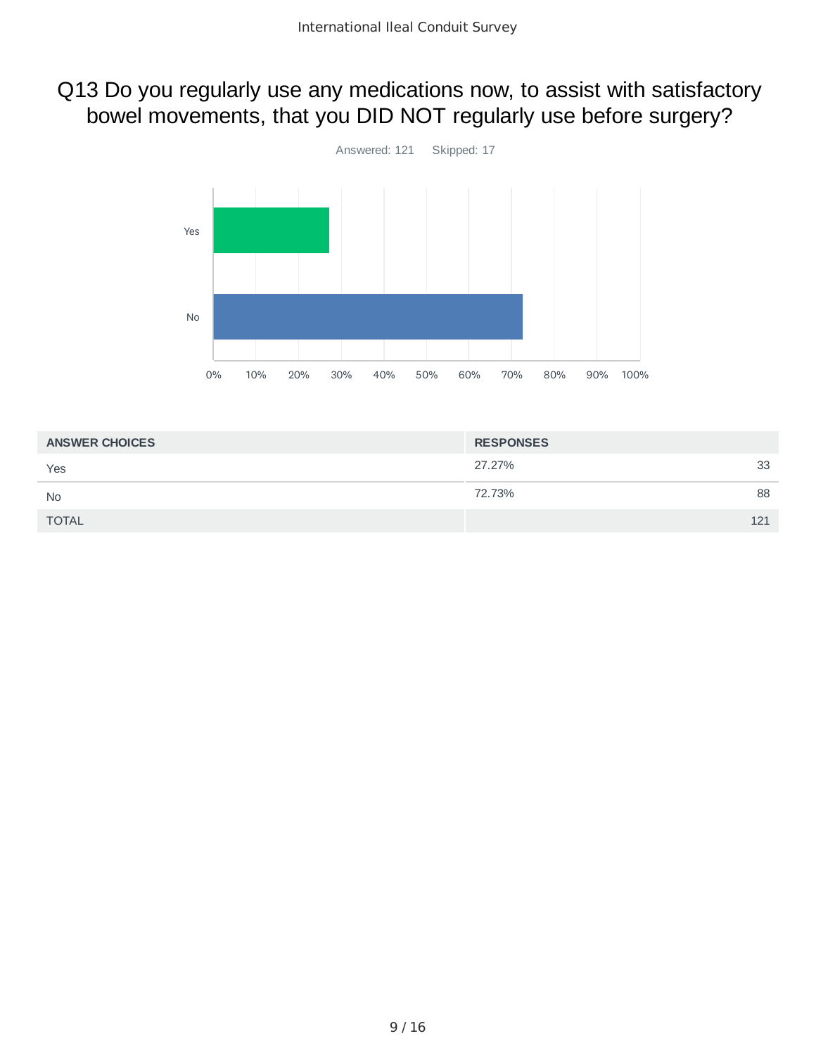## Q13 Do you regularly use any medications now, to assist with satisfactory bowel movements, that you DID NOT regularly use before surgery?

Answered: 121    Skipped: 17

| ANSWER CHOICES | RESPONSES | |
|---|---|---|
| Yes | 27.27% | 33 |
| No | 72.73% | 88 |
| TOTAL | | 121 |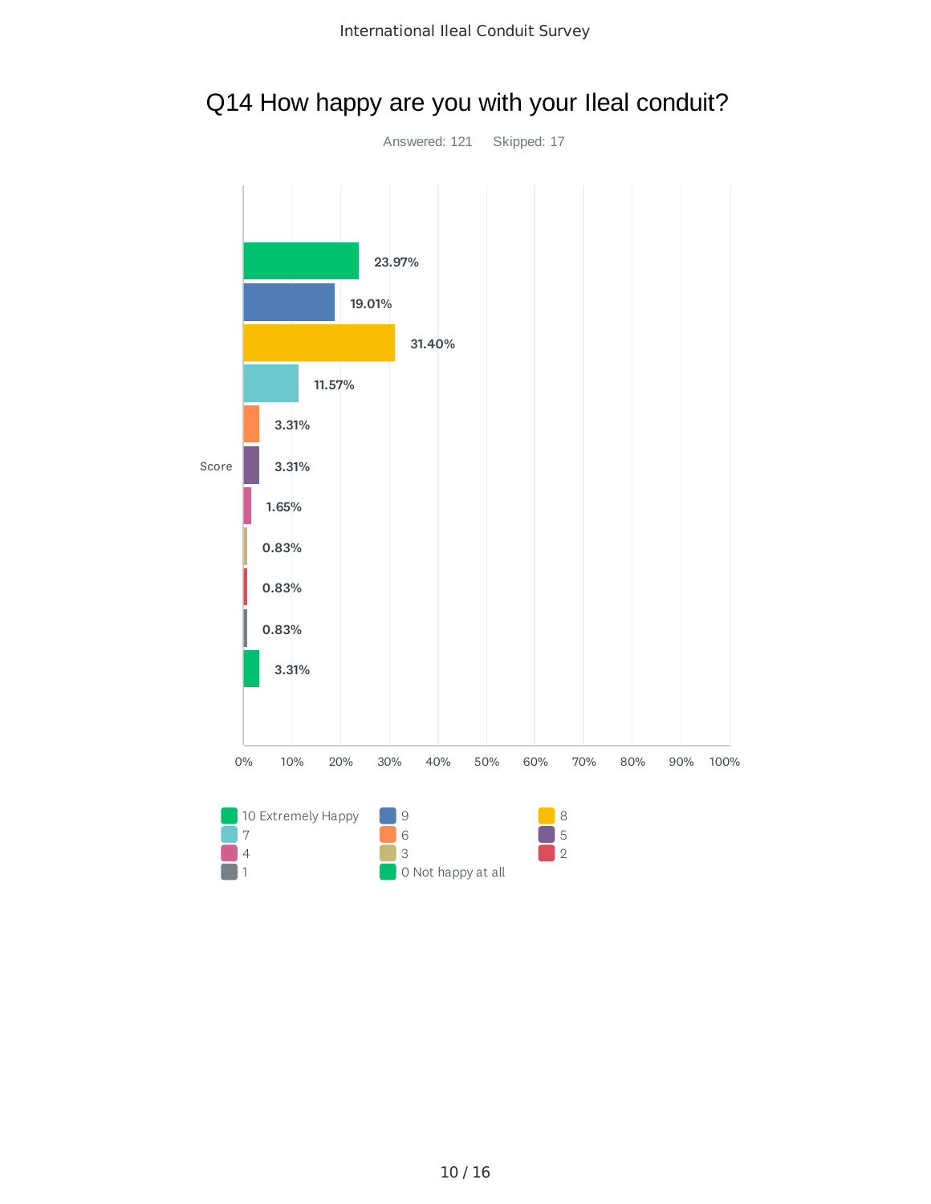# Q14 How happy are you with your Ileal conduit?

Answered: 121 Skipped: 17

| Score | Percentage |
|---|---|
| 10 Extremely Happy | 23.97% |
| 9 | 19.01% |
| 8 | 31.40% |
| 7 | 11.57% |
| 6 | 3.31% |
| 5 | 3.31% |
| 4 | 1.65% |
| 3 | 0.83% |
| 2 | 0.83% |
| 1 | 0.83% |
| 0 Not happy at all | 3.31% |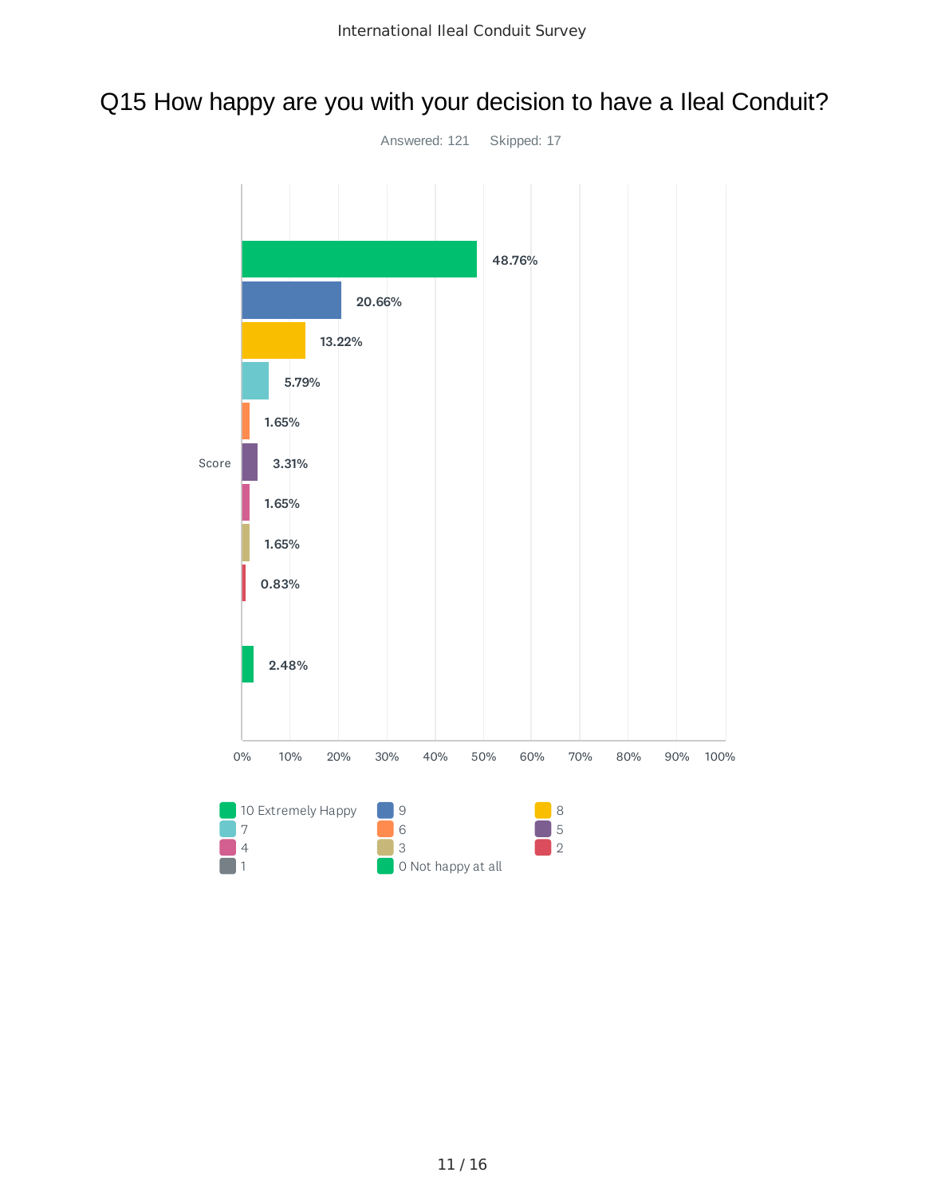# Q15 How happy are you with your decision to have a Ileal Conduit?

Answered: 121 Skipped: 17

| Score | Percentage |
|---|---|
| 10 Extremely Happy | 48.76% |
| 9 | 20.66% |
| 8 | 13.22% |
| 7 | 5.79% |
| 6 | 1.65% |
| 5 | 3.31% |
| 4 | 1.65% |
| 3 | 1.65% |
| 2 | 0.83% |
| 1 | |
| 0 Not happy at all | 2.48% |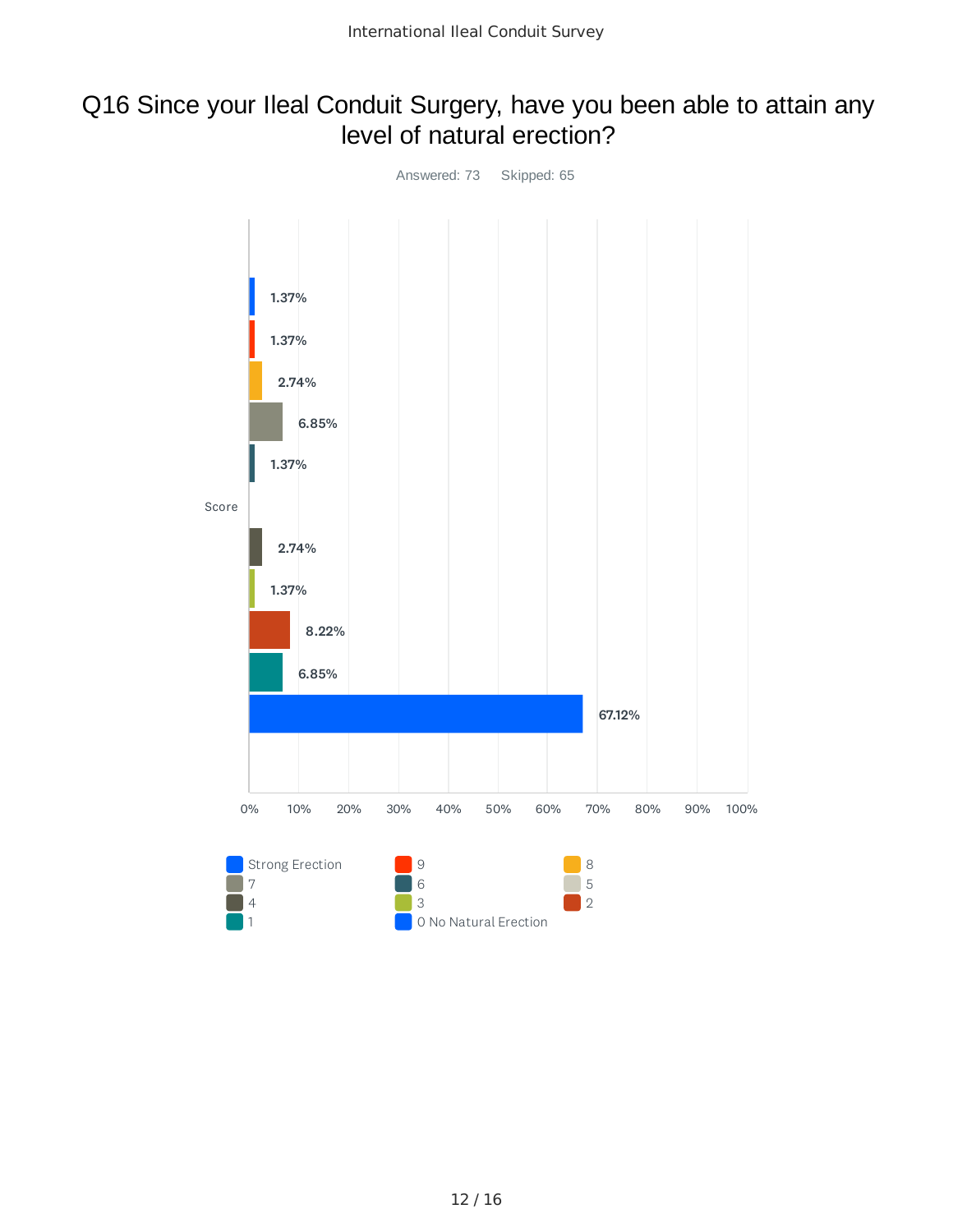## Q16 Since your Ileal Conduit Surgery, have you been able to attain any level of natural erection?

Answered: 73 Skipped: 65

| Score | Percentage |
|---|---|
| Strong Erection | 1.37% |
| 9 | 1.37% |
| 8 | 2.74% |
| 7 | 6.85% |
| 6 | 1.37% |
| 5 | |
| 4 | 2.74% |
| 3 | 1.37% |
| 2 | 8.22% |
| 1 | 6.85% |
| 0 No Natural Erection | 67.12% |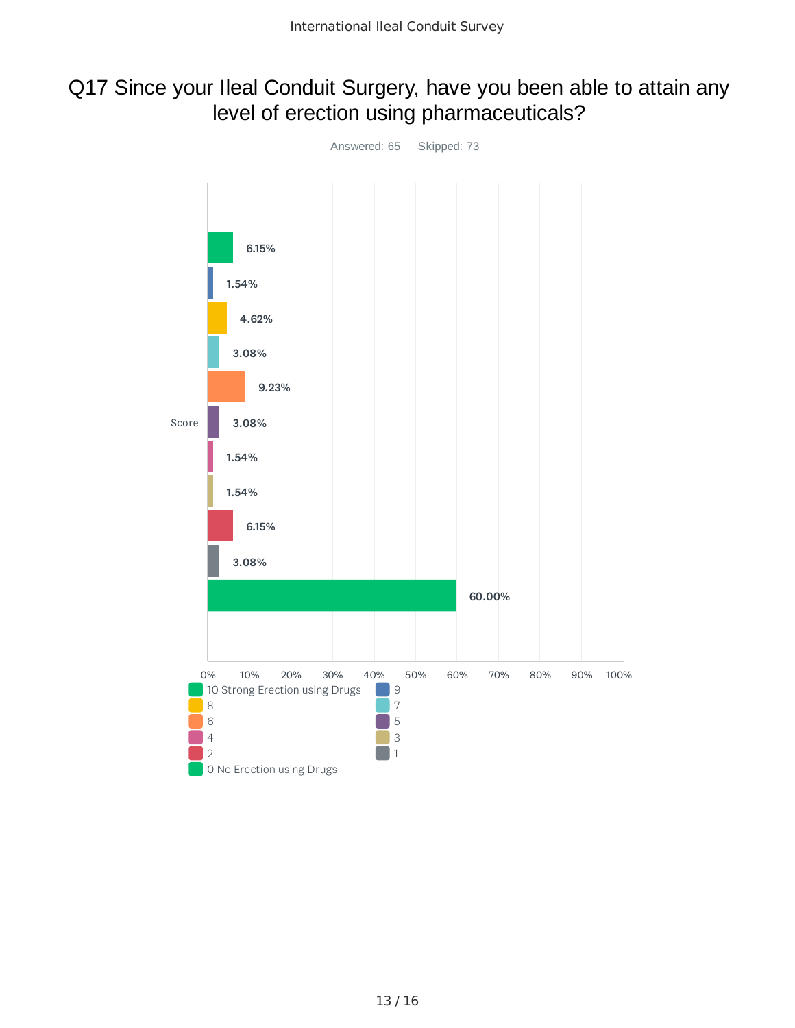# Q17 Since your Ileal Conduit Surgery, have you been able to attain any level of erection using pharmaceuticals?

Answered: 65 Skipped: 73

| Score | Percentage |
|---|---|
| 10 Strong Erection using Drugs | 6.15% |
| 9 | 1.54% |
| 8 | 4.62% |
| 7 | 3.08% |
| 6 | 9.23% |
| 5 | 3.08% |
| 4 | 1.54% |
| 3 | 1.54% |
| 2 | 6.15% |
| 1 | 3.08% |
| 0 No Erection using Drugs | 60.00% |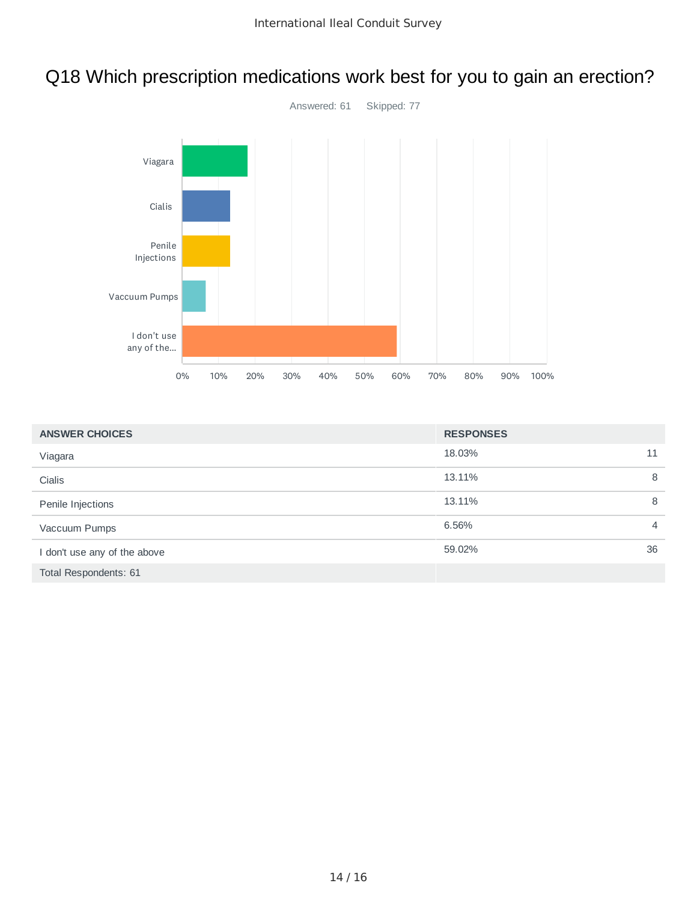## Q18 Which prescription medications work best for you to gain an erection?

Answered: 61 Skipped: 77

| ANSWER CHOICES | RESPONSES | |
|---|---|---|
| Viagara | 18.03% | 11 |
| Cialis | 13.11% | 8 |
| Penile Injections | 13.11% | 8 |
| Vaccuum Pumps | 6.56% | 4 |
| I don't use any of the above | 59.02% | 36 |
| Total Respondents: 61 | | |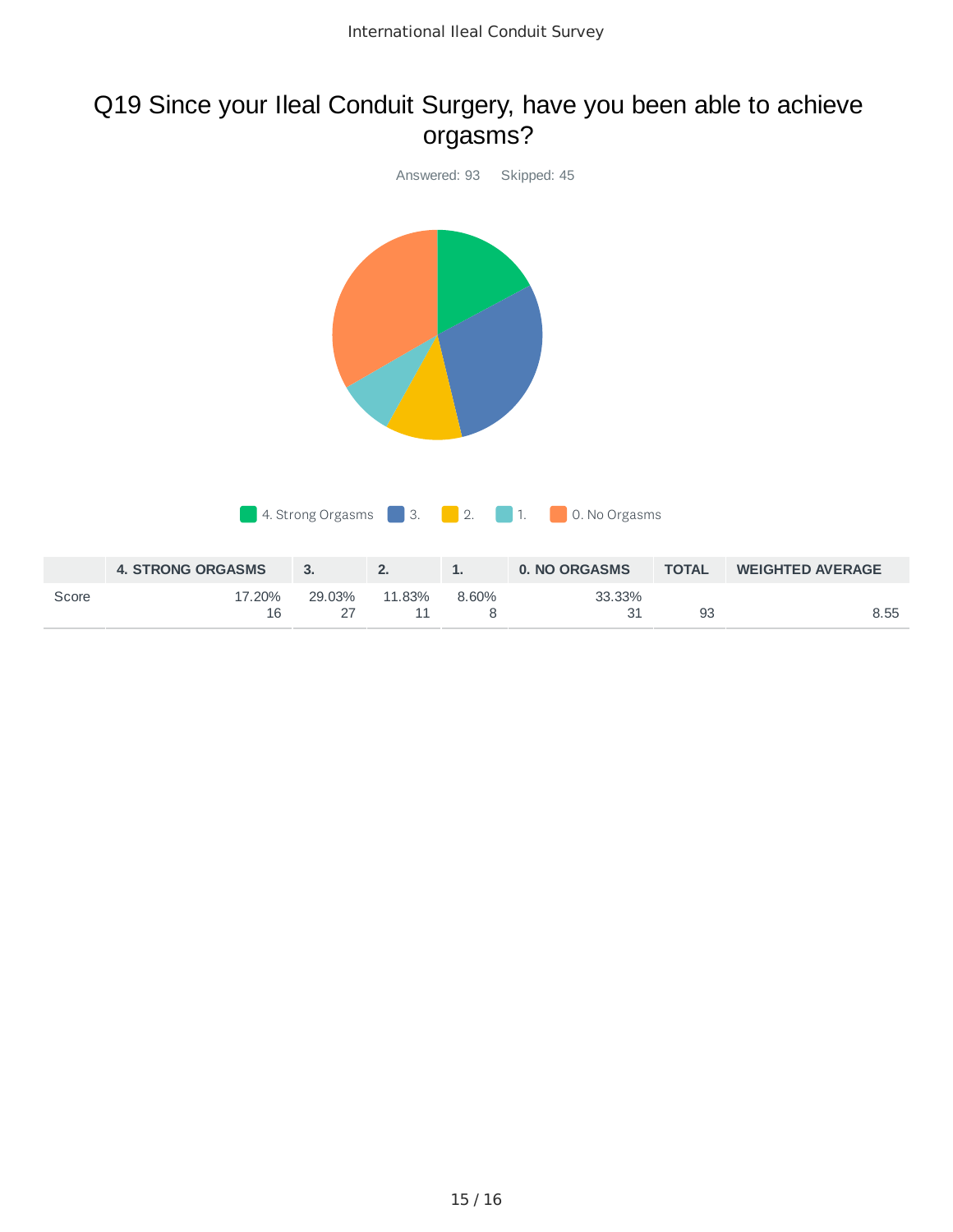# Q19 Since your Ileal Conduit Surgery, have you been able to achieve orgasms?

Answered: 93    Skipped: 45

4. Strong Orgasms  3.  2.  1.  0. No Orgasms

| | 4. STRONG ORGASMS | 3. | 2. | 1. | 0. NO ORGASMS | TOTAL | WEIGHTED AVERAGE |
|---|---|---|---|---|---|---|---|
| Score | 17.20% 16 | 29.03% 27 | 11.83% 11 | 8.60% 8 | 33.33% 31 | 93 | 8.55 |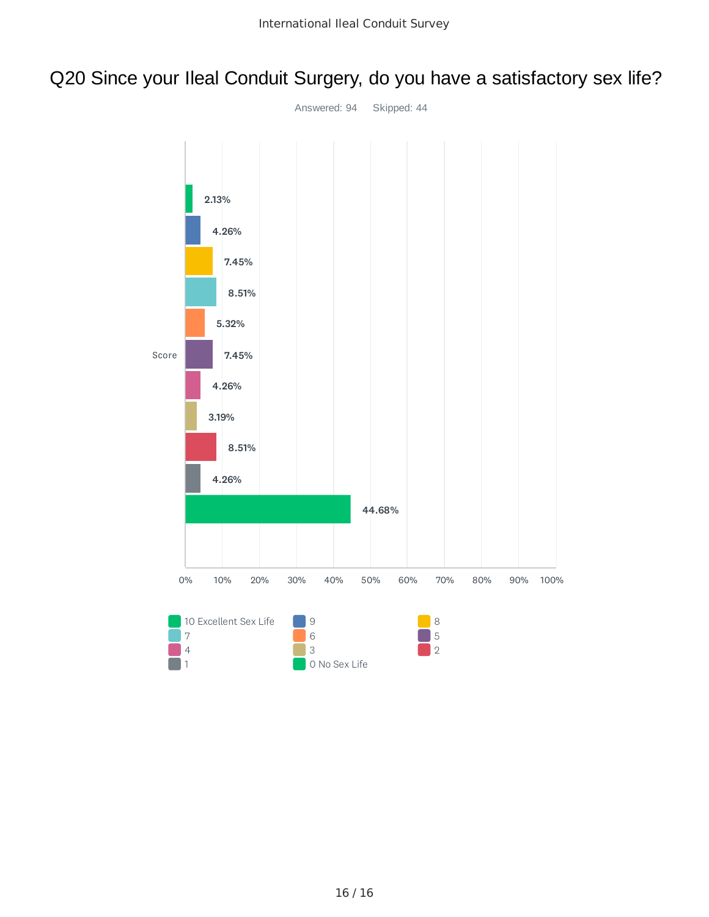## Q20 Since your Ileal Conduit Surgery, do you have a satisfactory sex life?

Answered: 94 Skipped: 44

Score

2.13%

4.26%

7.45%

8.51%

5.32%

7.45%

4.26%

3.19%

8.51%

4.26%

44.68%

0% 10% 20% 30% 40% 50% 60% 70% 80% 90% 100%

10 Excellent Sex Life
9
8
7
6
5
4
3
2
1
0 No Sex Life